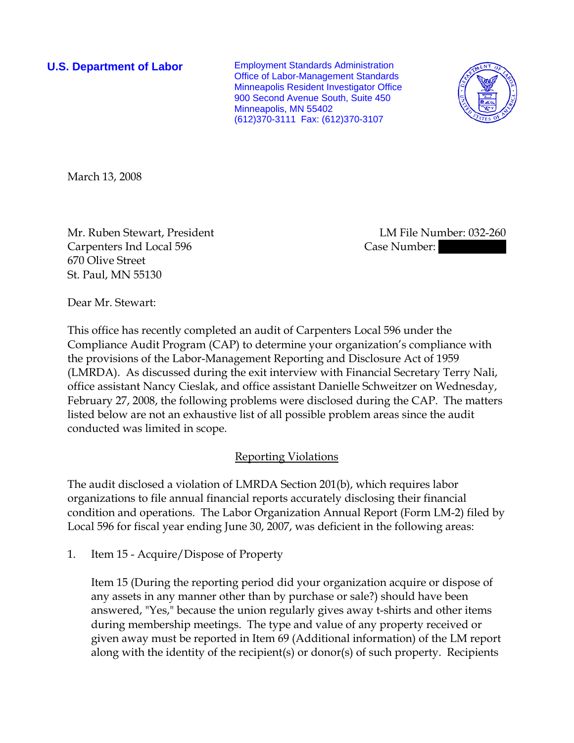**U.S. Department of Labor**

Employment Standards Administration
Office of Labor-Management Standards
Minneapolis Resident Investigator Office
900 Second Avenue South, Suite 450
Minneapolis, MN 55402
(612)370-3111 Fax: (612)370-3107

March 13, 2008

Mr. Ruben Stewart, President
Carpenters Ind Local 596
670 Olive Street
St. Paul, MN 55130

LM File Number: 032-260
Case Number:

Dear Mr. Stewart:

This office has recently completed an audit of Carpenters Local 596 under the Compliance Audit Program (CAP) to determine your organization's compliance with the provisions of the Labor-Management Reporting and Disclosure Act of 1959 (LMRDA). As discussed during the exit interview with Financial Secretary Terry Nali, office assistant Nancy Cieslak, and office assistant Danielle Schweitzer on Wednesday, February 27, 2008, the following problems were disclosed during the CAP. The matters listed below are not an exhaustive list of all possible problem areas since the audit conducted was limited in scope.

## Reporting Violations

The audit disclosed a violation of LMRDA Section 201(b), which requires labor organizations to file annual financial reports accurately disclosing their financial condition and operations. The Labor Organization Annual Report (Form LM-2) filed by Local 596 for fiscal year ending June 30, 2007, was deficient in the following areas:

1. Item 15 - Acquire/Dispose of Property

   Item 15 (During the reporting period did your organization acquire or dispose of any assets in any manner other than by purchase or sale?) should have been answered, "Yes," because the union regularly gives away t-shirts and other items during membership meetings. The type and value of any property received or given away must be reported in Item 69 (Additional information) of the LM report along with the identity of the recipient(s) or donor(s) of such property. Recipients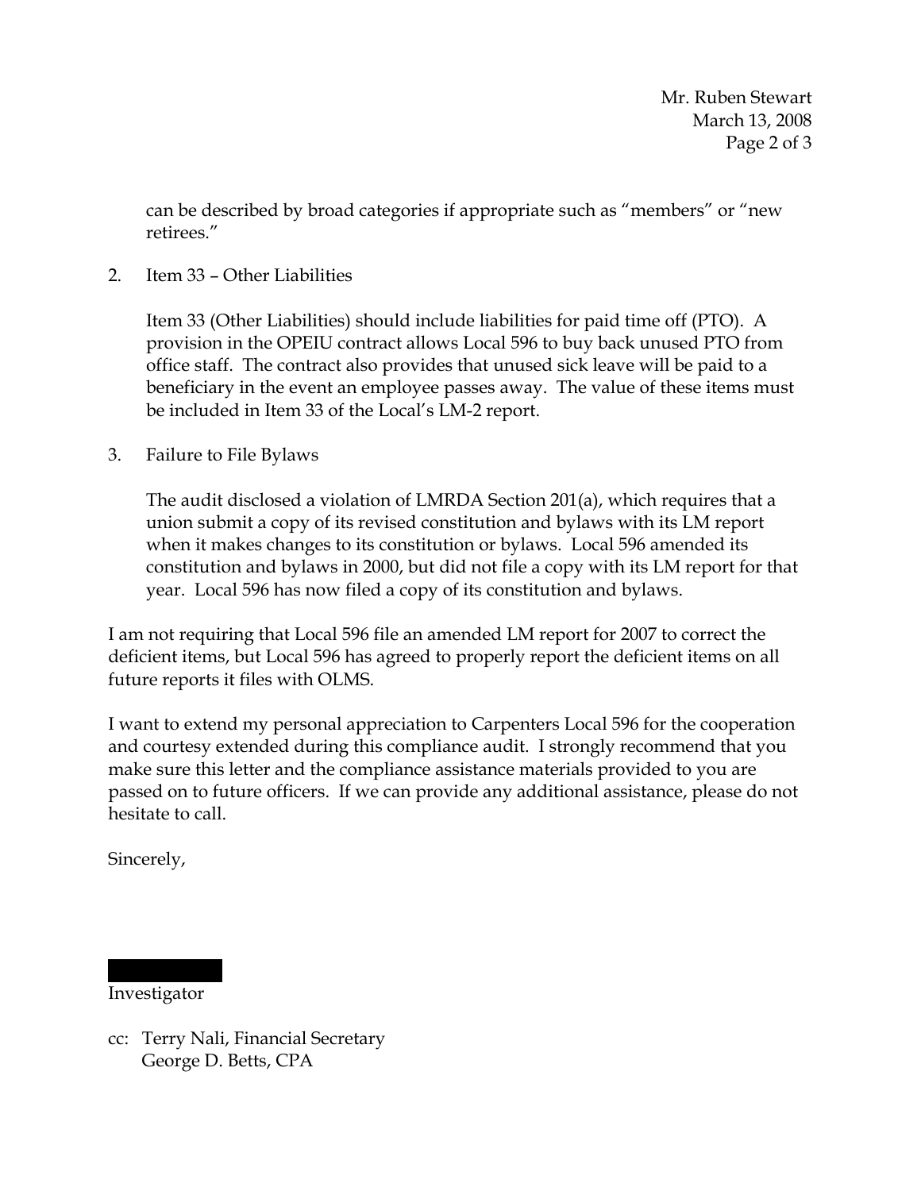can be described by broad categories if appropriate such as "members" or "new retirees."

2. Item 33 – Other Liabilities

   Item 33 (Other Liabilities) should include liabilities for paid time off (PTO). A provision in the OPEIU contract allows Local 596 to buy back unused PTO from office staff. The contract also provides that unused sick leave will be paid to a beneficiary in the event an employee passes away. The value of these items must be included in Item 33 of the Local's LM-2 report.

3. Failure to File Bylaws

   The audit disclosed a violation of LMRDA Section 201(a), which requires that a union submit a copy of its revised constitution and bylaws with its LM report when it makes changes to its constitution or bylaws. Local 596 amended its constitution and bylaws in 2000, but did not file a copy with its LM report for that year. Local 596 has now filed a copy of its constitution and bylaws.

I am not requiring that Local 596 file an amended LM report for 2007 to correct the deficient items, but Local 596 has agreed to properly report the deficient items on all future reports it files with OLMS.

I want to extend my personal appreciation to Carpenters Local 596 for the cooperation and courtesy extended during this compliance audit. I strongly recommend that you make sure this letter and the compliance assistance materials provided to you are passed on to future officers. If we can provide any additional assistance, please do not hesitate to call.

Sincerely,

Investigator

cc: Terry Nali, Financial Secretary
George D. Betts, CPA